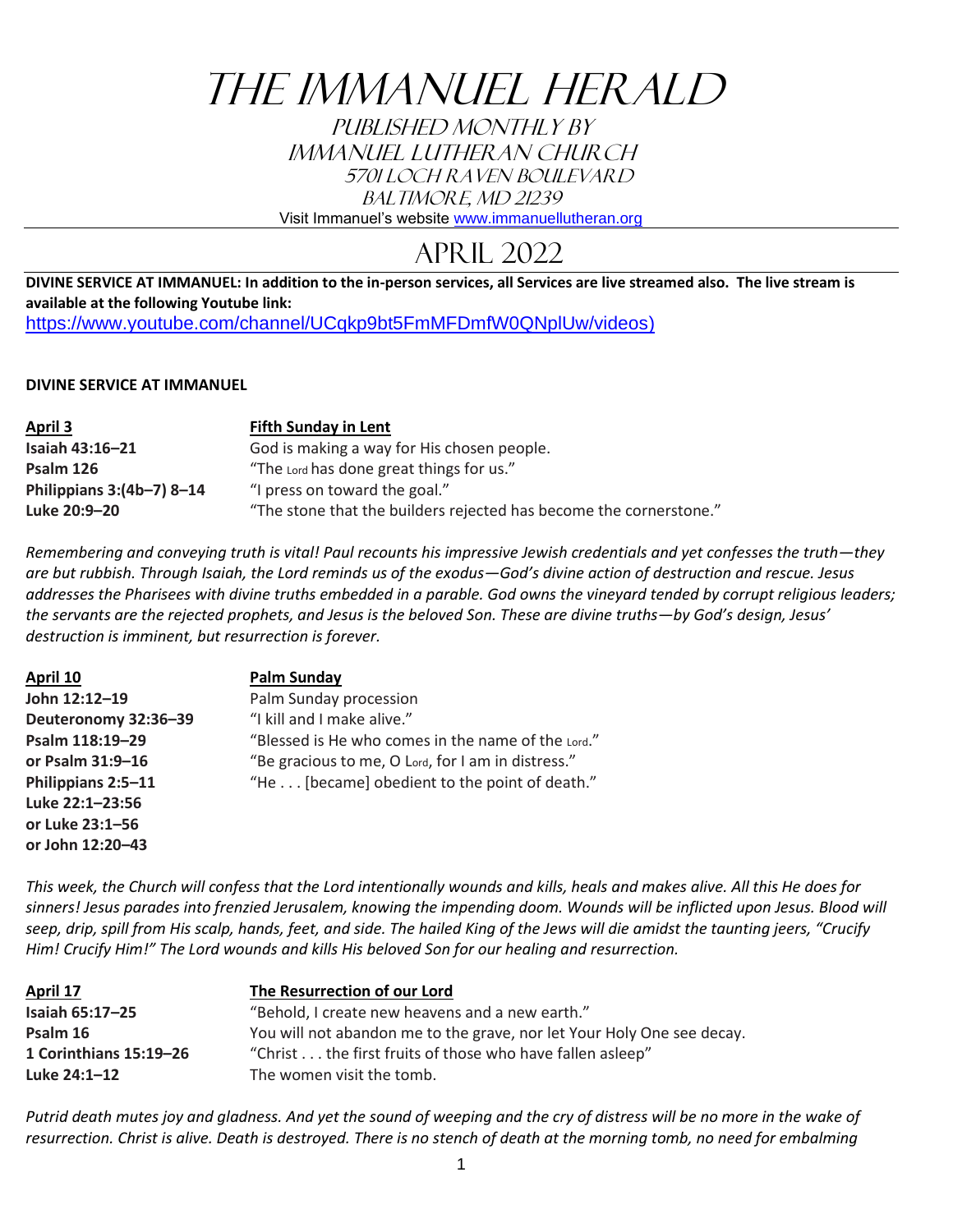# The Immanuel Herald

Published Monthly by
Immanuel Lutheran Church
5701 Loch Raven Boulevard
Baltimore, MD 21239

Visit Immanuel's website www.immanuellutheran.org

## April 2022

**DIVINE SERVICE AT IMMANUEL: In addition to the in-person services, all Services are live streamed also. The live stream is available at the following Youtube link:**
https://www.youtube.com/channel/UCqkp9bt5FmMFDmfW0QNplUw/videos)

**DIVINE SERVICE AT IMMANUEL**

| **April 3** | **Fifth Sunday in Lent** |
|---|---|
| **Isaiah 43:16–21** | God is making a way for His chosen people. |
| **Psalm 126** | "The Lord has done great things for us." |
| **Philippians 3:(4b–7) 8–14** | "I press on toward the goal." |
| **Luke 20:9–20** | "The stone that the builders rejected has become the cornerstone." |

*Remembering and conveying truth is vital! Paul recounts his impressive Jewish credentials and yet confesses the truth—they are but rubbish. Through Isaiah, the Lord reminds us of the exodus—God's divine action of destruction and rescue. Jesus addresses the Pharisees with divine truths embedded in a parable. God owns the vineyard tended by corrupt religious leaders; the servants are the rejected prophets, and Jesus is the beloved Son. These are divine truths—by God's design, Jesus' destruction is imminent, but resurrection is forever.*

| **April 10** | **Palm Sunday** |
|---|---|
| **John 12:12–19** | Palm Sunday procession |
| **Deuteronomy 32:36–39** | "I kill and I make alive." |
| **Psalm 118:19–29** | "Blessed is He who comes in the name of the Lord." |
| **or Psalm 31:9–16** | "Be gracious to me, O Lord, for I am in distress." |
| **Philippians 2:5–11** | "He . . . [became] obedient to the point of death." |
| **Luke 22:1–23:56** | |
| **or Luke 23:1–56** | |
| **or John 12:20–43** | |

*This week, the Church will confess that the Lord intentionally wounds and kills, heals and makes alive. All this He does for sinners! Jesus parades into frenzied Jerusalem, knowing the impending doom. Wounds will be inflicted upon Jesus. Blood will seep, drip, spill from His scalp, hands, feet, and side. The hailed King of the Jews will die amidst the taunting jeers, "Crucify Him! Crucify Him!" The Lord wounds and kills His beloved Son for our healing and resurrection.*

| **April 17** | **The Resurrection of our Lord** |
|---|---|
| **Isaiah 65:17–25** | "Behold, I create new heavens and a new earth." |
| **Psalm 16** | You will not abandon me to the grave, nor let Your Holy One see decay. |
| **1 Corinthians 15:19–26** | "Christ . . . the first fruits of those who have fallen asleep" |
| **Luke 24:1–12** | The women visit the tomb. |

*Putrid death mutes joy and gladness. And yet the sound of weeping and the cry of distress will be no more in the wake of resurrection. Christ is alive. Death is destroyed. There is no stench of death at the morning tomb, no need for embalming*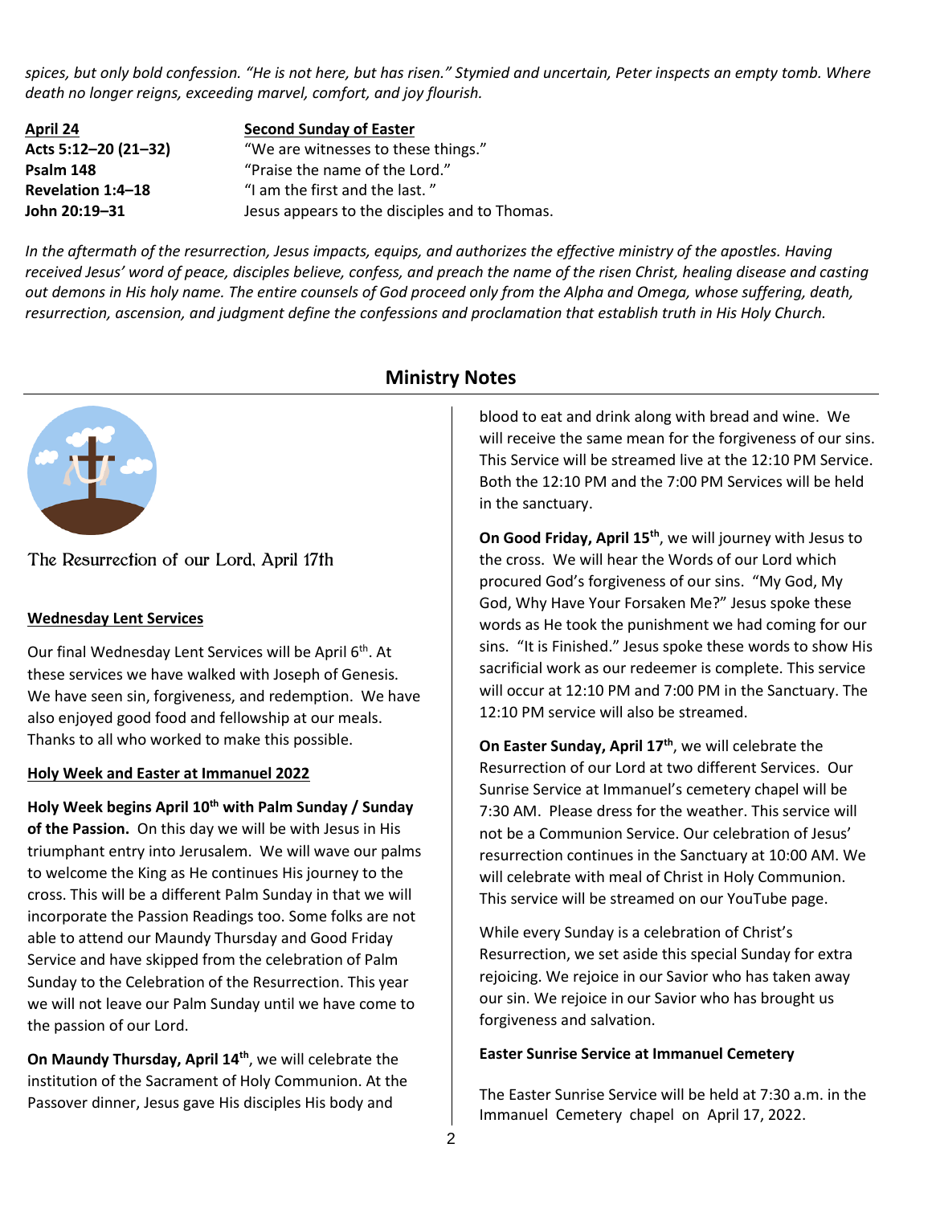*spices, but only bold confession. "He is not here, but has risen." Stymied and uncertain, Peter inspects an empty tomb. Where death no longer reigns, exceeding marvel, comfort, and joy flourish.*

| **April 24** | **Second Sunday of Easter** |
|---|---|
| **Acts 5:12–20 (21–32)** | "We are witnesses to these things." |
| **Psalm 148** | "Praise the name of the Lord." |
| **Revelation 1:4–18** | "I am the first and the last. " |
| **John 20:19–31** | Jesus appears to the disciples and to Thomas. |

*In the aftermath of the resurrection, Jesus impacts, equips, and authorizes the effective ministry of the apostles. Having received Jesus' word of peace, disciples believe, confess, and preach the name of the risen Christ, healing disease and casting out demons in His holy name. The entire counsels of God proceed only from the Alpha and Omega, whose suffering, death, resurrection, ascension, and judgment define the confessions and proclamation that establish truth in His Holy Church.*

## Ministry Notes

The Resurrection of our Lord, April 17th

**Wednesday Lent Services**

Our final Wednesday Lent Services will be April 6th. At these services we have walked with Joseph of Genesis. We have seen sin, forgiveness, and redemption. We have also enjoyed good food and fellowship at our meals. Thanks to all who worked to make this possible.

**Holy Week and Easter at Immanuel 2022**

**Holy Week begins April 10th with Palm Sunday / Sunday of the Passion.** On this day we will be with Jesus in His triumphant entry into Jerusalem. We will wave our palms to welcome the King as He continues His journey to the cross. This will be a different Palm Sunday in that we will incorporate the Passion Readings too. Some folks are not able to attend our Maundy Thursday and Good Friday Service and have skipped from the celebration of Palm Sunday to the Celebration of the Resurrection. This year we will not leave our Palm Sunday until we have come to the passion of our Lord.

**On Maundy Thursday, April 14th**, we will celebrate the institution of the Sacrament of Holy Communion. At the Passover dinner, Jesus gave His disciples His body and blood to eat and drink along with bread and wine. We will receive the same mean for the forgiveness of our sins. This Service will be streamed live at the 12:10 PM Service. Both the 12:10 PM and the 7:00 PM Services will be held in the sanctuary.

**On Good Friday, April 15th**, we will journey with Jesus to the cross. We will hear the Words of our Lord which procured God's forgiveness of our sins. "My God, My God, Why Have Your Forsaken Me?" Jesus spoke these words as He took the punishment we had coming for our sins. "It is Finished." Jesus spoke these words to show His sacrificial work as our redeemer is complete. This service will occur at 12:10 PM and 7:00 PM in the Sanctuary. The 12:10 PM service will also be streamed.

**On Easter Sunday, April 17th**, we will celebrate the Resurrection of our Lord at two different Services. Our Sunrise Service at Immanuel's cemetery chapel will be 7:30 AM. Please dress for the weather. This service will not be a Communion Service. Our celebration of Jesus' resurrection continues in the Sanctuary at 10:00 AM. We will celebrate with meal of Christ in Holy Communion. This service will be streamed on our YouTube page.

While every Sunday is a celebration of Christ's Resurrection, we set aside this special Sunday for extra rejoicing. We rejoice in our Savior who has taken away our sin. We rejoice in our Savior who has brought us forgiveness and salvation.

**Easter Sunrise Service at Immanuel Cemetery**

The Easter Sunrise Service will be held at 7:30 a.m. in the Immanuel Cemetery chapel on April 17, 2022.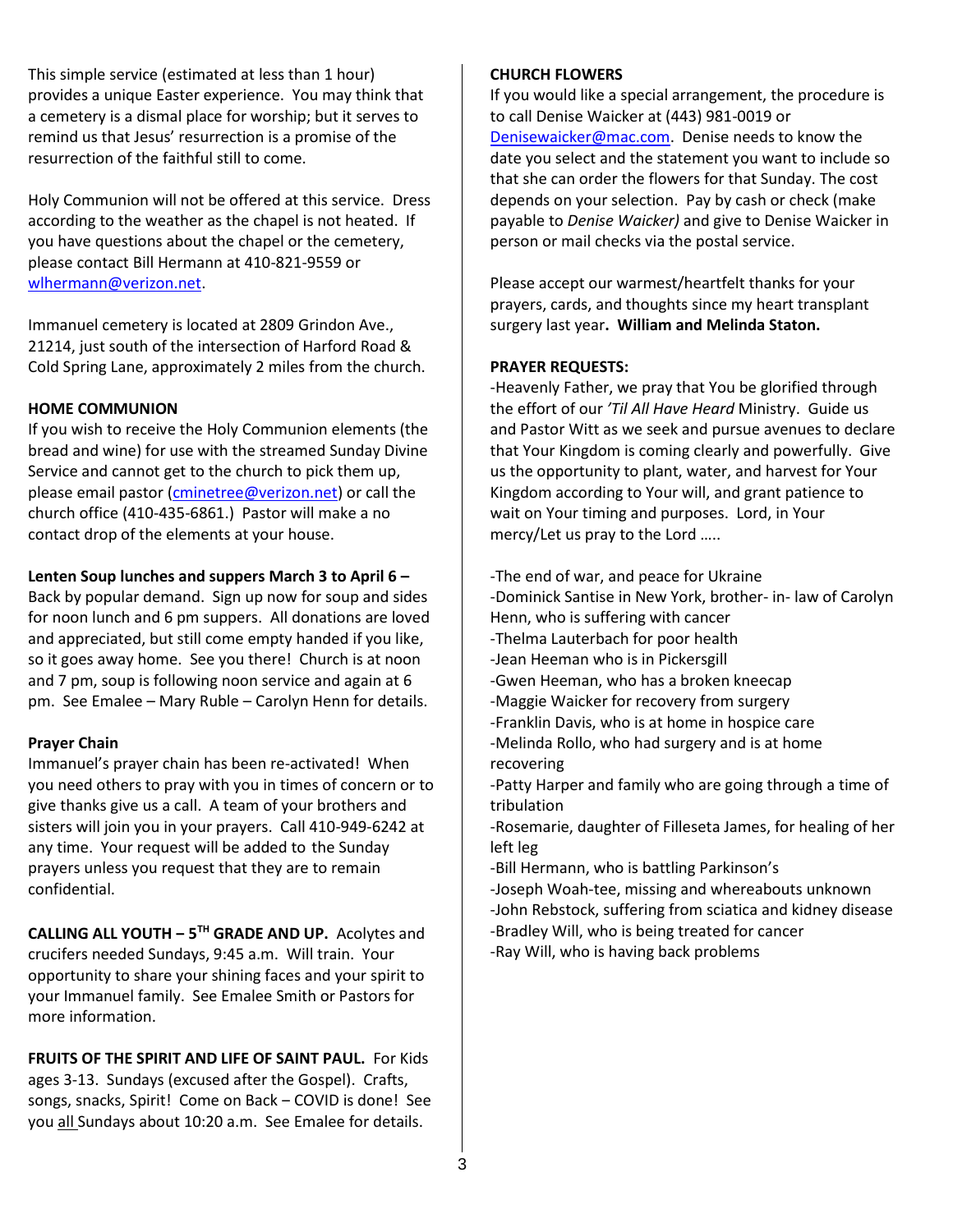This simple service (estimated at less than 1 hour) provides a unique Easter experience. You may think that a cemetery is a dismal place for worship; but it serves to remind us that Jesus' resurrection is a promise of the resurrection of the faithful still to come.

Holy Communion will not be offered at this service. Dress according to the weather as the chapel is not heated. If you have questions about the chapel or the cemetery, please contact Bill Hermann at 410-821-9559 or wlhermann@verizon.net.

Immanuel cemetery is located at 2809 Grindon Ave., 21214, just south of the intersection of Harford Road & Cold Spring Lane, approximately 2 miles from the church.

**HOME COMMUNION**

If you wish to receive the Holy Communion elements (the bread and wine) for use with the streamed Sunday Divine Service and cannot get to the church to pick them up, please email pastor (cminetree@verizon.net) or call the church office (410-435-6861.) Pastor will make a no contact drop of the elements at your house.

**Lenten Soup lunches and suppers March 3 to April 6 –** Back by popular demand. Sign up now for soup and sides for noon lunch and 6 pm suppers. All donations are loved and appreciated, but still come empty handed if you like, so it goes away home. See you there! Church is at noon and 7 pm, soup is following noon service and again at 6 pm. See Emalee – Mary Ruble – Carolyn Henn for details.

**Prayer Chain**

Immanuel's prayer chain has been re-activated! When you need others to pray with you in times of concern or to give thanks give us a call. A team of your brothers and sisters will join you in your prayers. Call 410-949-6242 at any time. Your request will be added to the Sunday prayers unless you request that they are to remain confidential.

**CALLING ALL YOUTH – 5TH GRADE AND UP.** Acolytes and crucifers needed Sundays, 9:45 a.m. Will train. Your opportunity to share your shining faces and your spirit to your Immanuel family. See Emalee Smith or Pastors for more information.

**FRUITS OF THE SPIRIT AND LIFE OF SAINT PAUL.** For Kids ages 3-13. Sundays (excused after the Gospel). Crafts, songs, snacks, Spirit! Come on Back – COVID is done! See you all Sundays about 10:20 a.m. See Emalee for details.

**CHURCH FLOWERS**

If you would like a special arrangement, the procedure is to call Denise Waicker at (443) 981-0019 or Denisewaicker@mac.com. Denise needs to know the date you select and the statement you want to include so that she can order the flowers for that Sunday. The cost depends on your selection. Pay by cash or check (make payable to *Denise Waicker)* and give to Denise Waicker in person or mail checks via the postal service.

Please accept our warmest/heartfelt thanks for your prayers, cards, and thoughts since my heart transplant surgery last year**. William and Melinda Staton.**

**PRAYER REQUESTS:**

-Heavenly Father, we pray that You be glorified through the effort of our *'Til All Have Heard* Ministry. Guide us and Pastor Witt as we seek and pursue avenues to declare that Your Kingdom is coming clearly and powerfully. Give us the opportunity to plant, water, and harvest for Your Kingdom according to Your will, and grant patience to wait on Your timing and purposes. Lord, in Your mercy/Let us pray to the Lord …..

-The end of war, and peace for Ukraine
-Dominick Santise in New York, brother- in- law of Carolyn Henn, who is suffering with cancer
-Thelma Lauterbach for poor health
-Jean Heeman who is in Pickersgill
-Gwen Heeman, who has a broken kneecap
-Maggie Waicker for recovery from surgery
-Franklin Davis, who is at home in hospice care
-Melinda Rollo, who had surgery and is at home recovering
-Patty Harper and family who are going through a time of tribulation
-Rosemarie, daughter of Filleseta James, for healing of her left leg
-Bill Hermann, who is battling Parkinson's
-Joseph Woah-tee, missing and whereabouts unknown
-John Rebstock, suffering from sciatica and kidney disease
-Bradley Will, who is being treated for cancer
-Ray Will, who is having back problems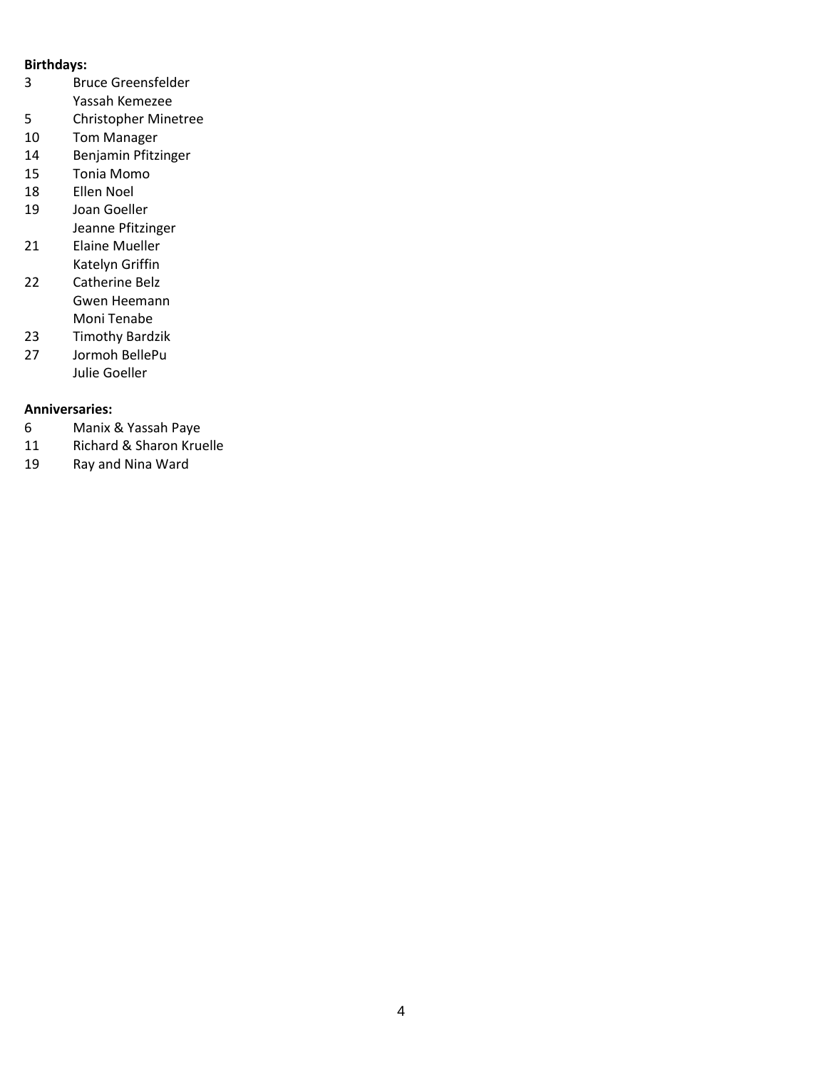**Birthdays:**

| | |
|---|---|
| 3 | Bruce Greensfelder |
| | Yassah Kemezee |
| 5 | Christopher Minetree |
| 10 | Tom Manager |
| 14 | Benjamin Pfitzinger |
| 15 | Tonia Momo |
| 18 | Ellen Noel |
| 19 | Joan Goeller |
| | Jeanne Pfitzinger |
| 21 | Elaine Mueller |
| | Katelyn Griffin |
| 22 | Catherine Belz |
| | Gwen Heemann |
| | Moni Tenabe |
| 23 | Timothy Bardzik |
| 27 | Jormoh BellePu |
| | Julie Goeller |

**Anniversaries:**

| | |
|---|---|
| 6 | Manix & Yassah Paye |
| 11 | Richard & Sharon Kruelle |
| 19 | Ray and Nina Ward |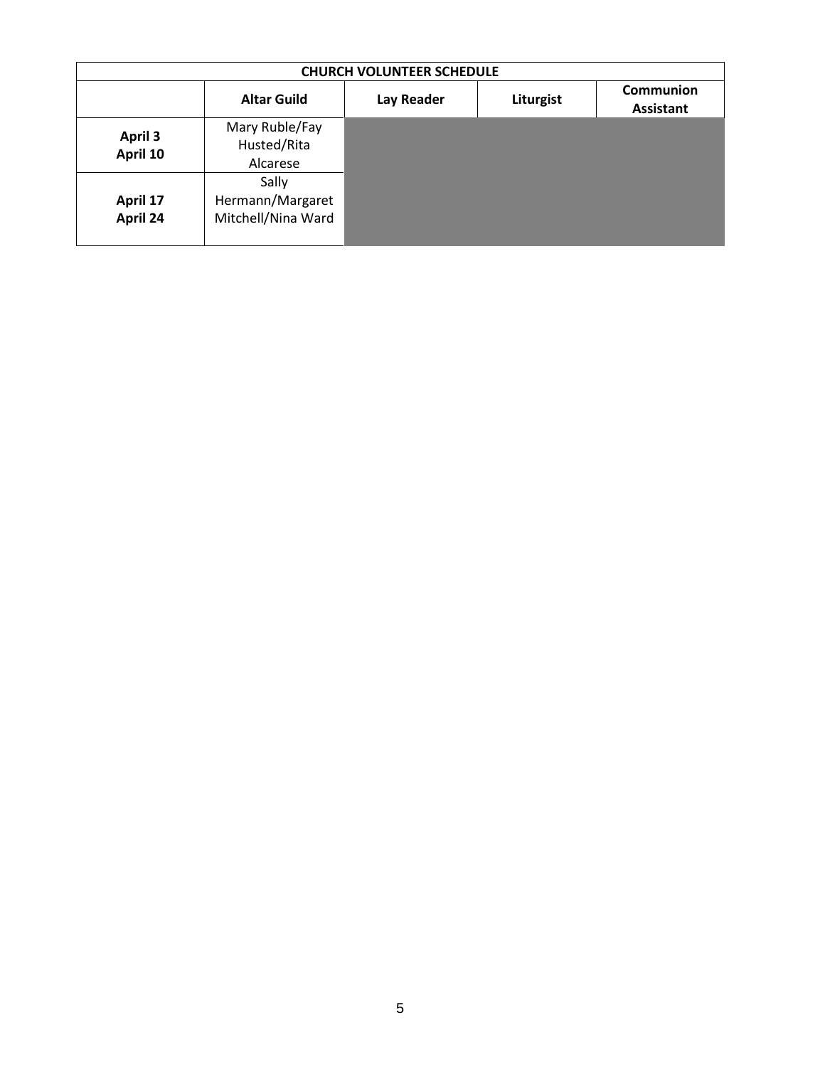| CHURCH VOLUNTEER SCHEDULE | | | | |
|---|---|---|---|---|
| | **Altar Guild** | **Lay Reader** | **Liturgist** | **Communion Assistant** |
| **April 3<br>April 10** | Mary Ruble/Fay Husted/Rita Alcarese | | | |
| **April 17<br>April 24** | Sally Hermann/Margaret Mitchell/Nina Ward | | | |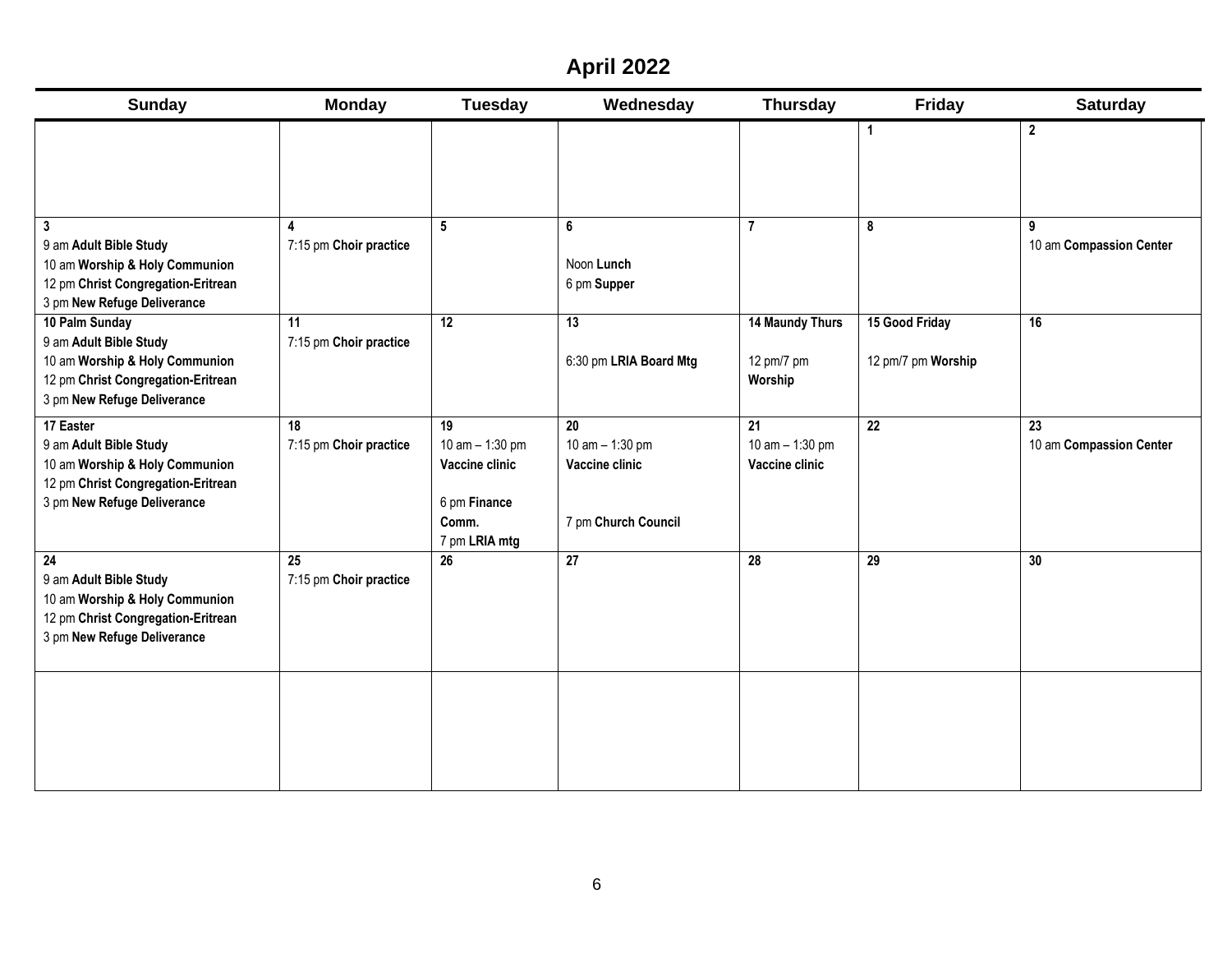# April 2022

| Sunday | Monday | Tuesday | Wednesday | Thursday | Friday | Saturday |
|---|---|---|---|---|---|---|
| | | | | | **1** | **2** |
| **3**<br>9 am **Adult Bible Study**<br>10 am **Worship & Holy Communion**<br>12 pm **Christ Congregation-Eritrean**<br>3 pm **New Refuge Deliverance** | **4**<br>7:15 pm **Choir practice** | **5** | **6**<br>Noon **Lunch**<br>6 pm **Supper** | **7** | **8** | **9**<br>10 am **Compassion Center** |
| **10 Palm Sunday**<br>9 am **Adult Bible Study**<br>10 am **Worship & Holy Communion**<br>12 pm **Christ Congregation-Eritrean**<br>3 pm **New Refuge Deliverance** | **11**<br>7:15 pm **Choir practice** | **12** | **13**<br>6:30 pm **LRIA Board Mtg** | **14 Maundy Thurs**<br>12 pm/7 pm **Worship** | **15 Good Friday**<br>12 pm/7 pm **Worship** | **16** |
| **17 Easter**<br>9 am **Adult Bible Study**<br>10 am **Worship & Holy Communion**<br>12 pm **Christ Congregation-Eritrean**<br>3 pm **New Refuge Deliverance** | **18**<br>7:15 pm **Choir practice** | **19**<br>10 am – 1:30 pm **Vaccine clinic**<br>6 pm **Finance Comm.**<br>7 pm **LRIA mtg** | **20**<br>10 am – 1:30 pm **Vaccine clinic**<br>7 pm **Church Council** | **21**<br>10 am – 1:30 pm **Vaccine clinic** | **22** | **23**<br>10 am **Compassion Center** |
| **24**<br>9 am **Adult Bible Study**<br>10 am **Worship & Holy Communion**<br>12 pm **Christ Congregation-Eritrean**<br>3 pm **New Refuge Deliverance** | **25**<br>7:15 pm **Choir practice** | **26** | **27** | **28** | **29** | **30** |
| | | | | | | |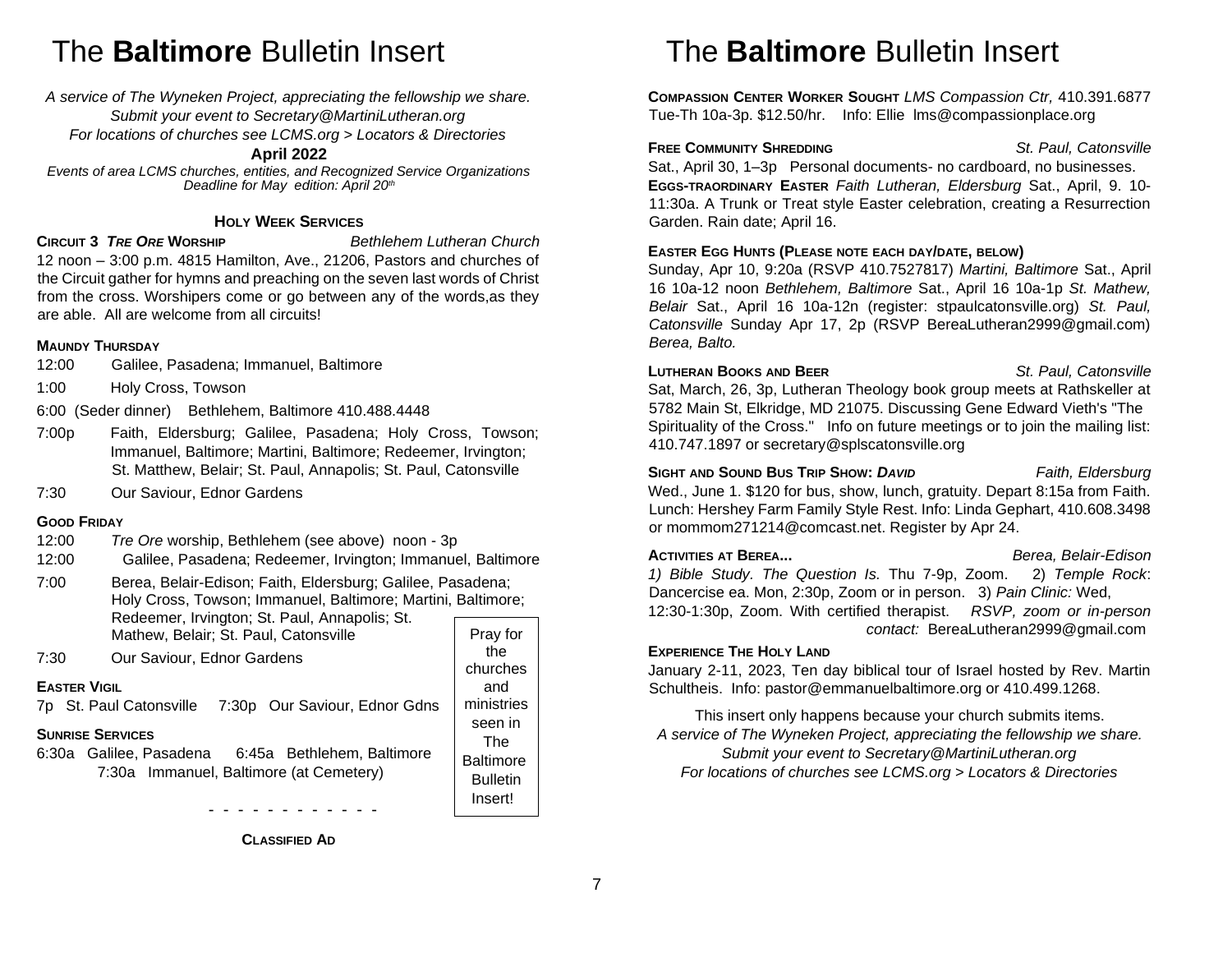# The **Baltimore** Bulletin Insert

*A service of The Wyneken Project, appreciating the fellowship we share.*
*Submit your event to Secretary@MartiniLutheran.org*
*For locations of churches see LCMS.org > Locators & Directories*

**April 2022**

*Events of area LCMS churches, entities, and Recognized Service Organizations*
*Deadline for May edition: April 20th*

## HOLY WEEK SERVICES

**CIRCUIT 3 *TRE ORE* WORSHIP** *Bethlehem Lutheran Church*
12 noon – 3:00 p.m. 4815 Hamilton, Ave., 21206, Pastors and churches of the Circuit gather for hymns and preaching on the seven last words of Christ from the cross. Worshipers come or go between any of the words,as they are able. All are welcome from all circuits!

**MAUNDY THURSDAY**

12:00 Galilee, Pasadena; Immanuel, Baltimore

1:00 Holy Cross, Towson

6:00 (Seder dinner) Bethlehem, Baltimore 410.488.4448

7:00p Faith, Eldersburg; Galilee, Pasadena; Holy Cross, Towson; Immanuel, Baltimore; Martini, Baltimore; Redeemer, Irvington; St. Matthew, Belair; St. Paul, Annapolis; St. Paul, Catonsville

7:30 Our Saviour, Ednor Gardens

**GOOD FRIDAY**

12:00 *Tre Ore* worship, Bethlehem (see above) noon - 3p

12:00 Galilee, Pasadena; Redeemer, Irvington; Immanuel, Baltimore

7:00 Berea, Belair-Edison; Faith, Eldersburg; Galilee, Pasadena; Holy Cross, Towson; Immanuel, Baltimore; Martini, Baltimore; Redeemer, Irvington; St. Paul, Annapolis; St. Mathew, Belair; St. Paul, Catonsville

7:30 Our Saviour, Ednor Gardens

**EASTER VIGIL**

7p St. Paul Catonsville 7:30p Our Saviour, Ednor Gdns

**SUNRISE SERVICES**

6:30a Galilee, Pasadena 6:45a Bethlehem, Baltimore 7:30a Immanuel, Baltimore (at Cemetery)

Pray for the churches and ministries seen in The Baltimore Bulletin Insert!

\- - - - - - - - - - - -

**CLASSIFIED AD**

**COMPASSION CENTER WORKER SOUGHT** *LMS Compassion Ctr,* 410.391.6877
Tue-Th 10a-3p. $12.50/hr. Info: Ellie lms@compassionplace.org

**FREE COMMUNITY SHREDDING** *St. Paul, Catonsville*
Sat., April 30, 1–3p Personal documents- no cardboard, no businesses.

**EGGS-TRAORDINARY EASTER** *Faith Lutheran, Eldersburg* Sat., April, 9. 10-11:30a. A Trunk or Treat style Easter celebration, creating a Resurrection Garden. Rain date; April 16.

**EASTER EGG HUNTS (PLEASE NOTE EACH DAY/DATE, BELOW)**
Sunday, Apr 10, 9:20a (RSVP 410.7527817) *Martini, Baltimore* Sat., April 16 10a-12 noon *Bethlehem, Baltimore* Sat., April 16 10a-1p *St. Mathew, Belair* Sat., April 16 10a-12n (register: stpaulcatonsville.org) *St. Paul, Catonsville* Sunday Apr 17, 2p (RSVP BereaLutheran2999@gmail.com) *Berea, Balto.*

**LUTHERAN BOOKS AND BEER** *St. Paul, Catonsville*
Sat, March, 26, 3p, Lutheran Theology book group meets at Rathskeller at 5782 Main St, Elkridge, MD 21075. Discussing Gene Edward Vieth's "The Spirituality of the Cross." Info on future meetings or to join the mailing list: 410.747.1897 or secretary@splscatonsville.org

**SIGHT AND SOUND BUS TRIP SHOW: *DAVID*** *Faith, Eldersburg*
Wed., June 1. $120 for bus, show, lunch, gratuity. Depart 8:15a from Faith. Lunch: Hershey Farm Family Style Rest. Info: Linda Gephart, 410.608.3498 or mommom271214@comcast.net. Register by Apr 24.

**ACTIVITIES AT BEREA...** *Berea, Belair-Edison*
*1) Bible Study. The Question Is.* Thu 7-9p, Zoom. 2) *Temple Rock*: Dancercise ea. Mon, 2:30p, Zoom or in person. 3) *Pain Clinic:* Wed, 12:30-1:30p, Zoom. With certified therapist. *RSVP, zoom or in-person contact:* BereaLutheran2999@gmail.com

**EXPERIENCE THE HOLY LAND**
January 2-11, 2023, Ten day biblical tour of Israel hosted by Rev. Martin Schultheis. Info: pastor@emmanuelbaltimore.org or 410.499.1268.

This insert only happens because your church submits items.
*A service of The Wyneken Project, appreciating the fellowship we share.*
*Submit your event to Secretary@MartiniLutheran.org*
*For locations of churches see LCMS.org > Locators & Directories*